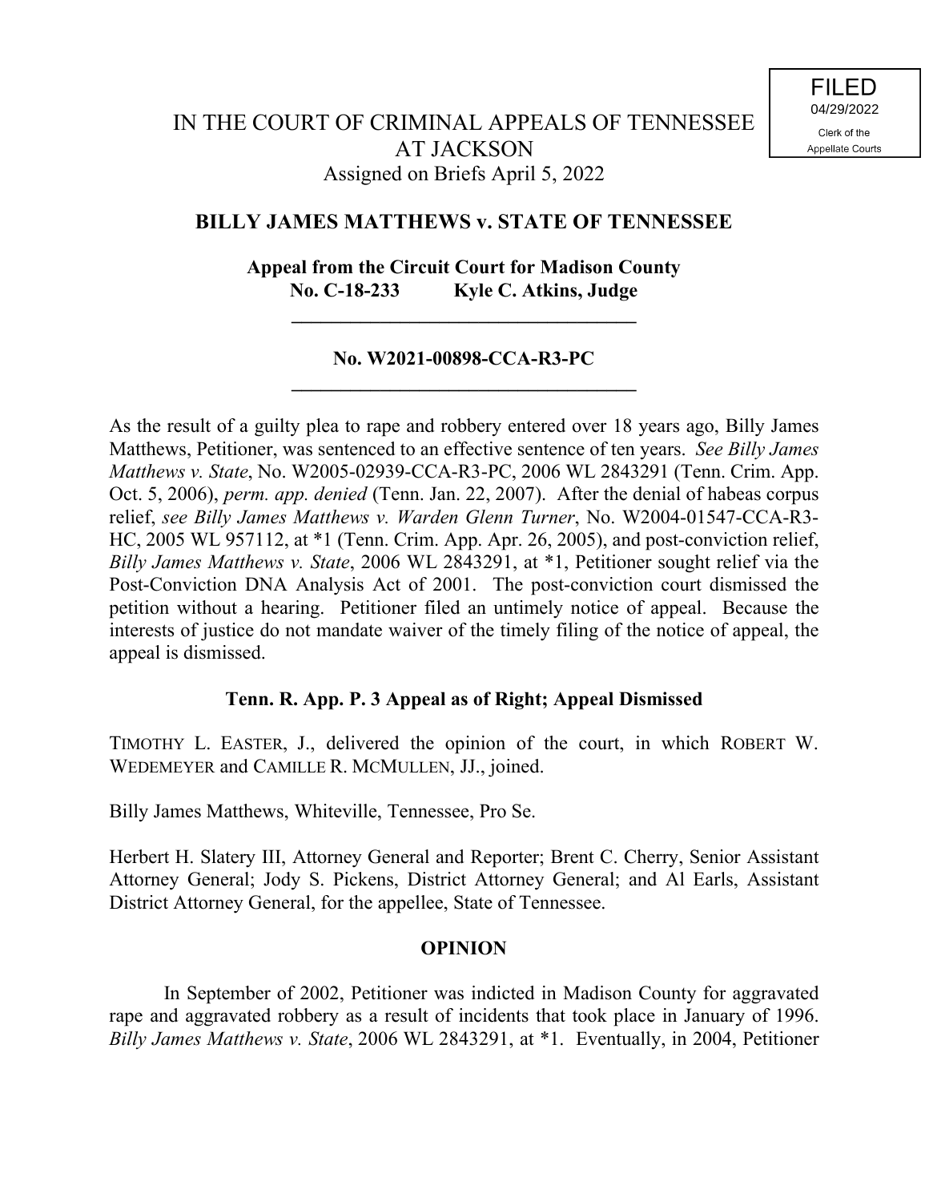FILED
04/29/2022
Clerk of the
Appellate Courts

IN THE COURT OF CRIMINAL APPEALS OF TENNESSEE
AT JACKSON
Assigned on Briefs April 5, 2022

**BILLY JAMES MATTHEWS v. STATE OF TENNESSEE**

**Appeal from the Circuit Court for Madison County**
**No. C-18-233 Kyle C. Atkins, Judge**

---

**No. W2021-00898-CCA-R3-PC**

---

As the result of a guilty plea to rape and robbery entered over 18 years ago, Billy James Matthews, Petitioner, was sentenced to an effective sentence of ten years. *See Billy James Matthews v. State*, No. W2005-02939-CCA-R3-PC, 2006 WL 2843291 (Tenn. Crim. App. Oct. 5, 2006), *perm. app. denied* (Tenn. Jan. 22, 2007). After the denial of habeas corpus relief, *see Billy James Matthews v. Warden Glenn Turner*, No. W2004-01547-CCA-R3-HC, 2005 WL 957112, at *1 (Tenn. Crim. App. Apr. 26, 2005), and post-conviction relief, *Billy James Matthews v. State*, 2006 WL 2843291, at *1, Petitioner sought relief via the Post-Conviction DNA Analysis Act of 2001. The post-conviction court dismissed the petition without a hearing. Petitioner filed an untimely notice of appeal. Because the interests of justice do not mandate waiver of the timely filing of the notice of appeal, the appeal is dismissed.

**Tenn. R. App. P. 3 Appeal as of Right; Appeal Dismissed**

TIMOTHY L. EASTER, J., delivered the opinion of the court, in which ROBERT W. WEDEMEYER and CAMILLE R. MCMULLEN, JJ., joined.

Billy James Matthews, Whiteville, Tennessee, Pro Se.

Herbert H. Slatery III, Attorney General and Reporter; Brent C. Cherry, Senior Assistant Attorney General; Jody S. Pickens, District Attorney General; and Al Earls, Assistant District Attorney General, for the appellee, State of Tennessee.

**OPINION**

In September of 2002, Petitioner was indicted in Madison County for aggravated rape and aggravated robbery as a result of incidents that took place in January of 1996. *Billy James Matthews v. State*, 2006 WL 2843291, at *1. Eventually, in 2004, Petitioner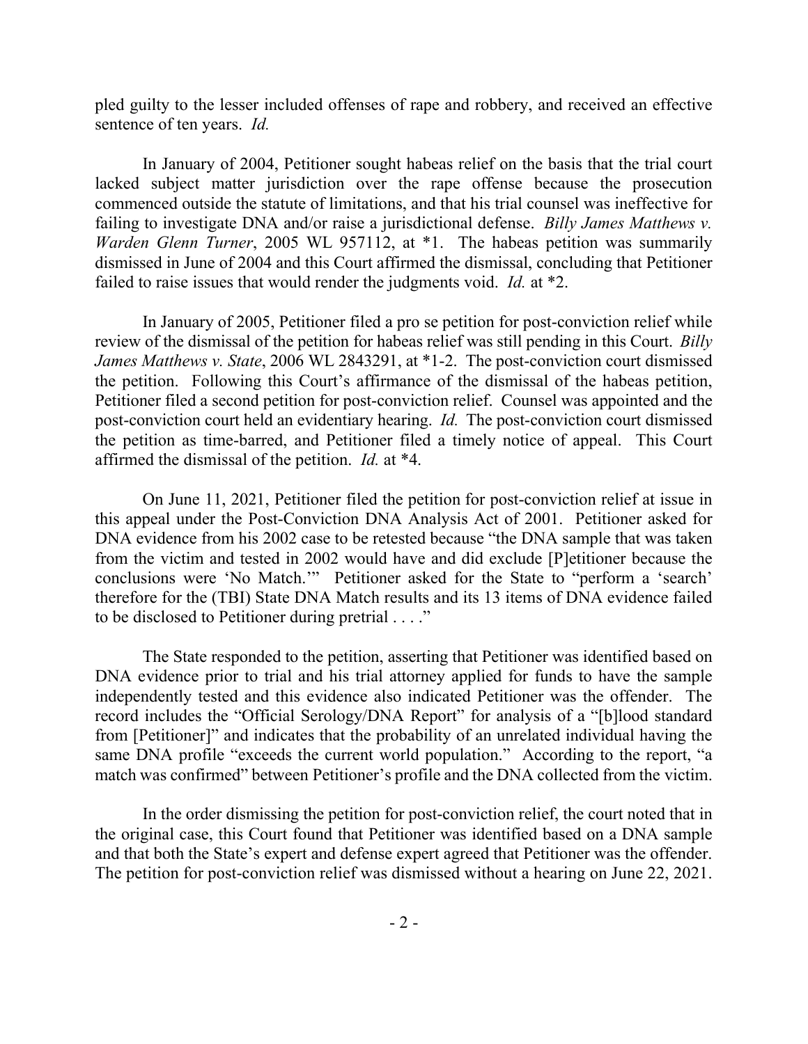pled guilty to the lesser included offenses of rape and robbery, and received an effective sentence of ten years. *Id.*

In January of 2004, Petitioner sought habeas relief on the basis that the trial court lacked subject matter jurisdiction over the rape offense because the prosecution commenced outside the statute of limitations, and that his trial counsel was ineffective for failing to investigate DNA and/or raise a jurisdictional defense. *Billy James Matthews v. Warden Glenn Turner*, 2005 WL 957112, at *1. The habeas petition was summarily dismissed in June of 2004 and this Court affirmed the dismissal, concluding that Petitioner failed to raise issues that would render the judgments void. *Id.* at *2.

In January of 2005, Petitioner filed a pro se petition for post-conviction relief while review of the dismissal of the petition for habeas relief was still pending in this Court. *Billy James Matthews v. State*, 2006 WL 2843291, at *1-2. The post-conviction court dismissed the petition. Following this Court's affirmance of the dismissal of the habeas petition, Petitioner filed a second petition for post-conviction relief. Counsel was appointed and the post-conviction court held an evidentiary hearing. *Id.* The post-conviction court dismissed the petition as time-barred, and Petitioner filed a timely notice of appeal. This Court affirmed the dismissal of the petition. *Id.* at *4.

On June 11, 2021, Petitioner filed the petition for post-conviction relief at issue in this appeal under the Post-Conviction DNA Analysis Act of 2001. Petitioner asked for DNA evidence from his 2002 case to be retested because "the DNA sample that was taken from the victim and tested in 2002 would have and did exclude [P]etitioner because the conclusions were 'No Match.'" Petitioner asked for the State to "perform a 'search' therefore for the (TBI) State DNA Match results and its 13 items of DNA evidence failed to be disclosed to Petitioner during pretrial . . . ."

The State responded to the petition, asserting that Petitioner was identified based on DNA evidence prior to trial and his trial attorney applied for funds to have the sample independently tested and this evidence also indicated Petitioner was the offender. The record includes the "Official Serology/DNA Report" for analysis of a "[b]lood standard from [Petitioner]" and indicates that the probability of an unrelated individual having the same DNA profile "exceeds the current world population." According to the report, "a match was confirmed" between Petitioner's profile and the DNA collected from the victim.

In the order dismissing the petition for post-conviction relief, the court noted that in the original case, this Court found that Petitioner was identified based on a DNA sample and that both the State's expert and defense expert agreed that Petitioner was the offender. The petition for post-conviction relief was dismissed without a hearing on June 22, 2021.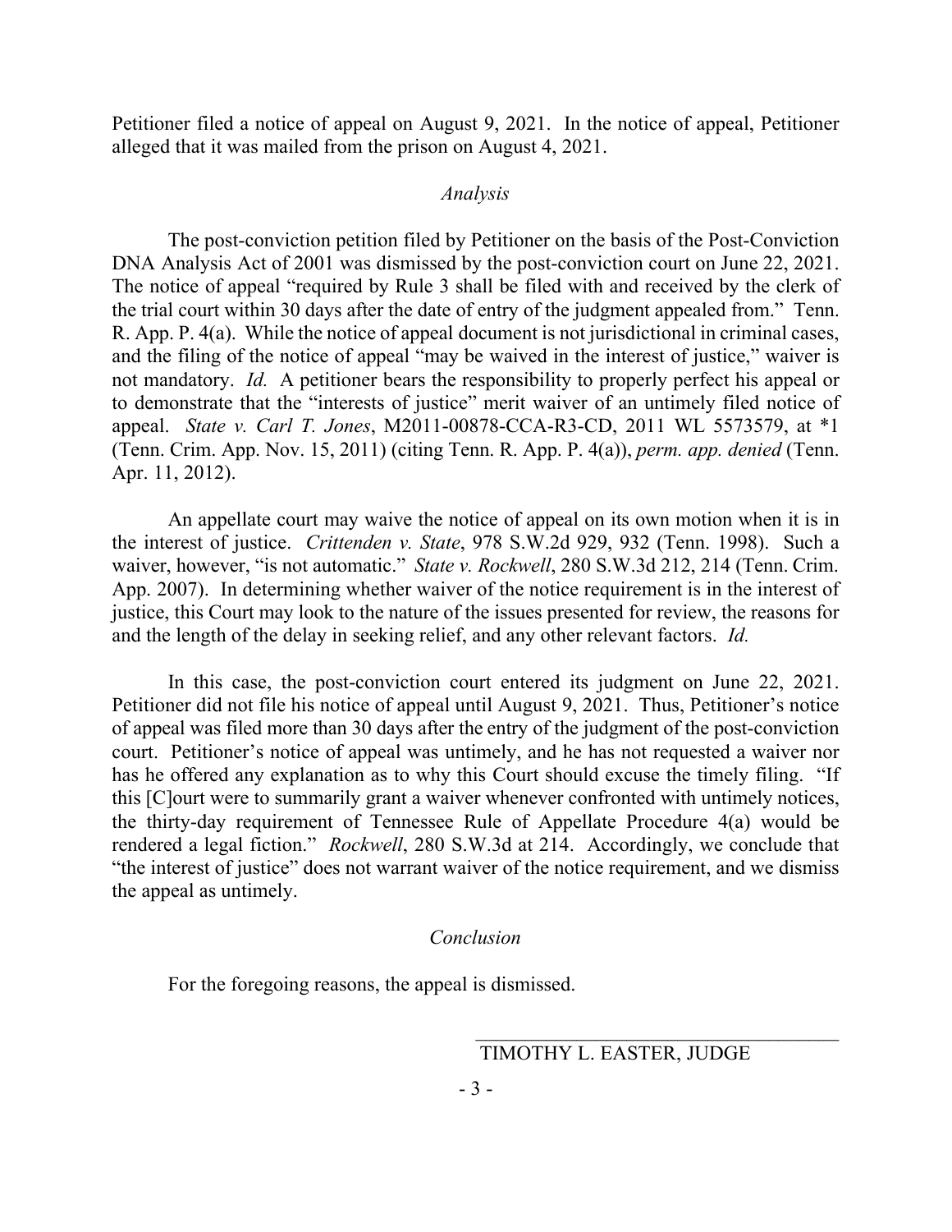Petitioner filed a notice of appeal on August 9, 2021. In the notice of appeal, Petitioner alleged that it was mailed from the prison on August 4, 2021.

### *Analysis*

The post-conviction petition filed by Petitioner on the basis of the Post-Conviction DNA Analysis Act of 2001 was dismissed by the post-conviction court on June 22, 2021. The notice of appeal "required by Rule 3 shall be filed with and received by the clerk of the trial court within 30 days after the date of entry of the judgment appealed from." Tenn. R. App. P. 4(a). While the notice of appeal document is not jurisdictional in criminal cases, and the filing of the notice of appeal "may be waived in the interest of justice," waiver is not mandatory. *Id.* A petitioner bears the responsibility to properly perfect his appeal or to demonstrate that the "interests of justice" merit waiver of an untimely filed notice of appeal. *State v. Carl T. Jones*, M2011-00878-CCA-R3-CD, 2011 WL 5573579, at *1 (Tenn. Crim. App. Nov. 15, 2011) (citing Tenn. R. App. P. 4(a)), *perm. app. denied* (Tenn. Apr. 11, 2012).

An appellate court may waive the notice of appeal on its own motion when it is in the interest of justice. *Crittenden v. State*, 978 S.W.2d 929, 932 (Tenn. 1998). Such a waiver, however, "is not automatic." *State v. Rockwell*, 280 S.W.3d 212, 214 (Tenn. Crim. App. 2007). In determining whether waiver of the notice requirement is in the interest of justice, this Court may look to the nature of the issues presented for review, the reasons for and the length of the delay in seeking relief, and any other relevant factors. *Id.*

In this case, the post-conviction court entered its judgment on June 22, 2021. Petitioner did not file his notice of appeal until August 9, 2021. Thus, Petitioner's notice of appeal was filed more than 30 days after the entry of the judgment of the post-conviction court. Petitioner's notice of appeal was untimely, and he has not requested a waiver nor has he offered any explanation as to why this Court should excuse the timely filing. "If this [C]ourt were to summarily grant a waiver whenever confronted with untimely notices, the thirty-day requirement of Tennessee Rule of Appellate Procedure 4(a) would be rendered a legal fiction." *Rockwell*, 280 S.W.3d at 214. Accordingly, we conclude that "the interest of justice" does not warrant waiver of the notice requirement, and we dismiss the appeal as untimely.

### *Conclusion*

For the foregoing reasons, the appeal is dismissed.

TIMOTHY L. EASTER, JUDGE